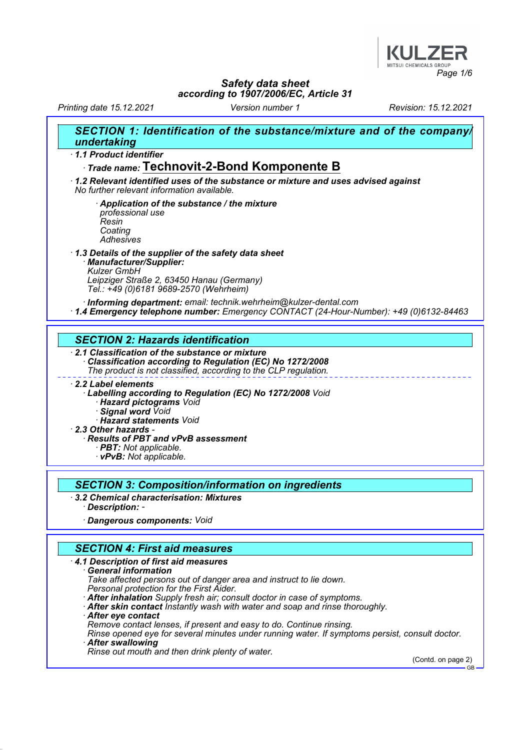# Safety data sheet
## according to 1907/2006/EC, Article 31

Printing date 15.12.2021 Version number 1 Revision: 15.12.2021

## SECTION 1: Identification of the substance/mixture and of the company/undertaking

· **1.1 Product identifier**

· **Trade name: Technovit-2-Bond Komponente B**

· **1.2 Relevant identified uses of the substance or mixture and uses advised against**
No further relevant information available.

· **Application of the substance / the mixture**
professional use
Resin
Coating
Adhesives

· **1.3 Details of the supplier of the safety data sheet**
· **Manufacturer/Supplier:**
Kulzer GmbH
Leipziger Straße 2, 63450 Hanau (Germany)
Tel.: +49 (0)6181 9689-2570 (Wehrheim)

· **Informing department:** email: technik.wehrheim@kulzer-dental.com
· **1.4 Emergency telephone number:** Emergency CONTACT (24-Hour-Number): +49 (0)6132-84463

## SECTION 2: Hazards identification

· **2.1 Classification of the substance or mixture**
· **Classification according to Regulation (EC) No 1272/2008**
The product is not classified, according to the CLP regulation.

· **2.2 Label elements**
· **Labelling according to Regulation (EC) No 1272/2008** Void
· **Hazard pictograms** Void
· **Signal word** Void
· **Hazard statements** Void
· **2.3 Other hazards** -
· **Results of PBT and vPvB assessment**
· **PBT:** Not applicable.
· **vPvB:** Not applicable.

## SECTION 3: Composition/information on ingredients

· **3.2 Chemical characterisation: Mixtures**
· **Description:** -

· **Dangerous components:** Void

## SECTION 4: First aid measures

· **4.1 Description of first aid measures**
· **General information**
Take affected persons out of danger area and instruct to lie down.
Personal protection for the First Aider.
· **After inhalation** Supply fresh air; consult doctor in case of symptoms.
· **After skin contact** Instantly wash with water and soap and rinse thoroughly.
· **After eye contact**
Remove contact lenses, if present and easy to do. Continue rinsing.
Rinse opened eye for several minutes under running water. If symptoms persist, consult doctor.
· **After swallowing**
Rinse out mouth and then drink plenty of water.

(Contd. on page 2)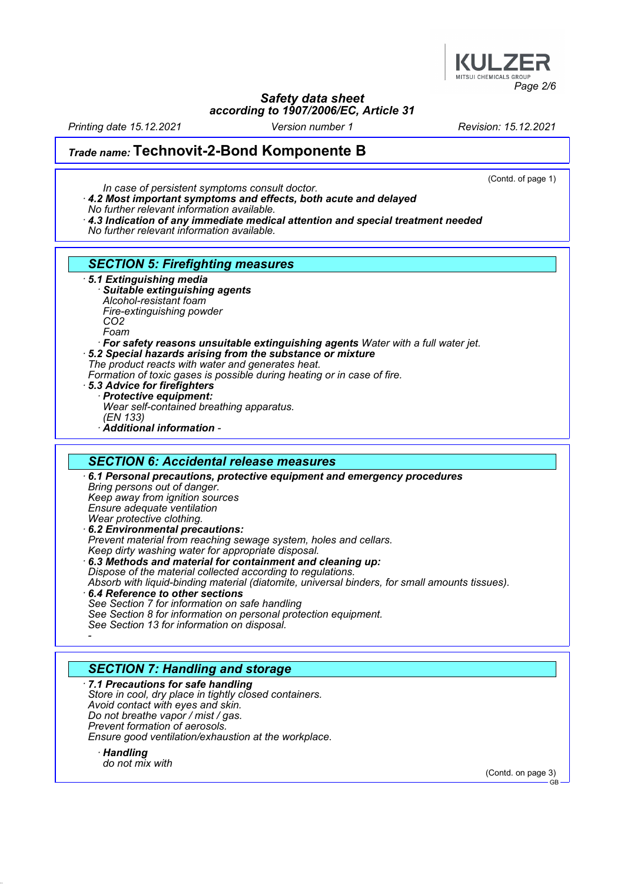# Safety data sheet
according to 1907/2006/EC, Article 31

*Printing date 15.12.2021* *Version number 1* *Revision: 15.12.2021*

## Trade name: Technovit-2-Bond Komponente B

(Contd. of page 1)

*In case of persistent symptoms consult doctor.*

· ***4.2 Most important symptoms and effects, both acute and delayed***
*No further relevant information available.*

· ***4.3 Indication of any immediate medical attention and special treatment needed***
*No further relevant information available.*

## SECTION 5: Firefighting measures

· ***5.1 Extinguishing media***
· ***Suitable extinguishing agents***
*Alcohol-resistant foam*
*Fire-extinguishing powder*
*$CO_2$*
*Foam*
· ***For safety reasons unsuitable extinguishing agents*** *Water with a full water jet.*

· ***5.2 Special hazards arising from the substance or mixture***
*The product reacts with water and generates heat.*
*Formation of toxic gases is possible during heating or in case of fire.*

· ***5.3 Advice for firefighters***
· ***Protective equipment:***
*Wear self-contained breathing apparatus.*
*(EN 133)*
· ***Additional information*** *-*

## SECTION 6: Accidental release measures

· ***6.1 Personal precautions, protective equipment and emergency procedures***
*Bring persons out of danger.*
*Keep away from ignition sources*
*Ensure adequate ventilation*
*Wear protective clothing.*

· ***6.2 Environmental precautions:***
*Prevent material from reaching sewage system, holes and cellars.*
*Keep dirty washing water for appropriate disposal.*

· ***6.3 Methods and material for containment and cleaning up:***
*Dispose of the material collected according to regulations.*
*Absorb with liquid-binding material (diatomite, universal binders, for small amounts tissues).*

· ***6.4 Reference to other sections***
*See Section 7 for information on safe handling*
*See Section 8 for information on personal protection equipment.*
*See Section 13 for information on disposal.*
*-*

## SECTION 7: Handling and storage

· ***7.1 Precautions for safe handling***
*Store in cool, dry place in tightly closed containers.*
*Avoid contact with eyes and skin.*
*Do not breathe vapor / mist / gas.*
*Prevent formation of aerosols.*
*Ensure good ventilation/exhaustion at the workplace.*

· ***Handling***
*do not mix with*

(Contd. on page 3)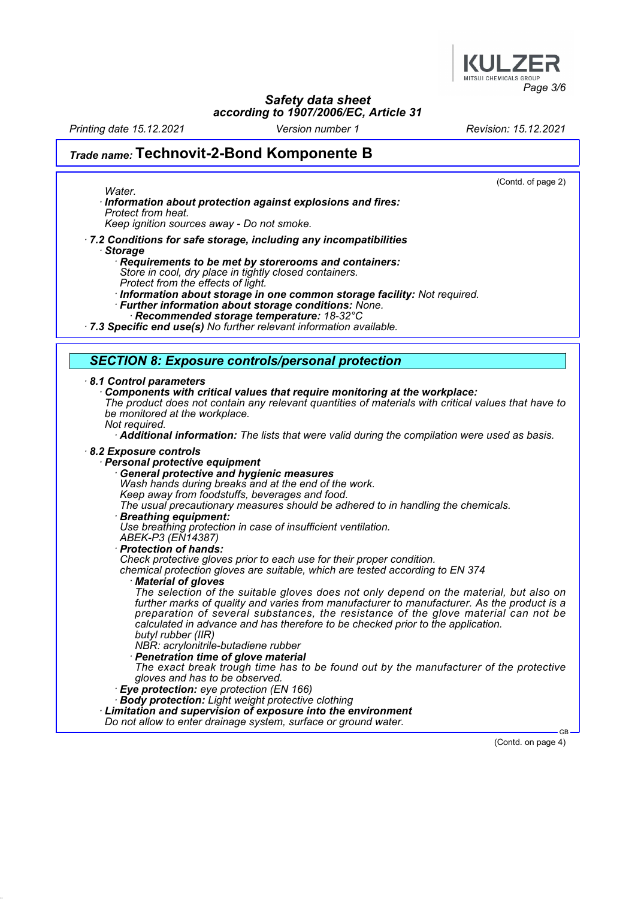Water.

· **Information about protection against explosions and fires:**
Protect from heat.
Keep ignition sources away - Do not smoke.

· **7.2 Conditions for safe storage, including any incompatibilities**

· **Storage**

· **Requirements to be met by storerooms and containers:**
Store in cool, dry place in tightly closed containers.
Protect from the effects of light.

· **Information about storage in one common storage facility:** Not required.

· **Further information about storage conditions:** None.

· **Recommended storage temperature:** 18-32°C

· **7.3 Specific end use(s)** No further relevant information available.

## SECTION 8: Exposure controls/personal protection

· **8.1 Control parameters**

· **Components with critical values that require monitoring at the workplace:**
The product does not contain any relevant quantities of materials with critical values that have to be monitored at the workplace.
Not required.

· **Additional information:** The lists that were valid during the compilation were used as basis.

· **8.2 Exposure controls**

· **Personal protective equipment**

· **General protective and hygienic measures**
Wash hands during breaks and at the end of the work.
Keep away from foodstuffs, beverages and food.
The usual precautionary measures should be adhered to in handling the chemicals.

· **Breathing equipment:**
Use breathing protection in case of insufficient ventilation.
ABEK-P3 (EN14387)

· **Protection of hands:**
Check protective gloves prior to each use for their proper condition.
chemical protection gloves are suitable, which are tested according to EN 374

· **Material of gloves**
The selection of the suitable gloves does not only depend on the material, but also on further marks of quality and varies from manufacturer to manufacturer. As the product is a preparation of several substances, the resistance of the glove material can not be calculated in advance and has therefore to be checked prior to the application.
butyl rubber (IIR)
NBR: acrylonitrile-butadiene rubber

· **Penetration time of glove material**
The exact break trough time has to be found out by the manufacturer of the protective gloves and has to be observed.

· **Eye protection:** eye protection (EN 166)

· **Body protection:** Light weight protective clothing

· **Limitation and supervision of exposure into the environment**
Do not allow to enter drainage system, surface or ground water.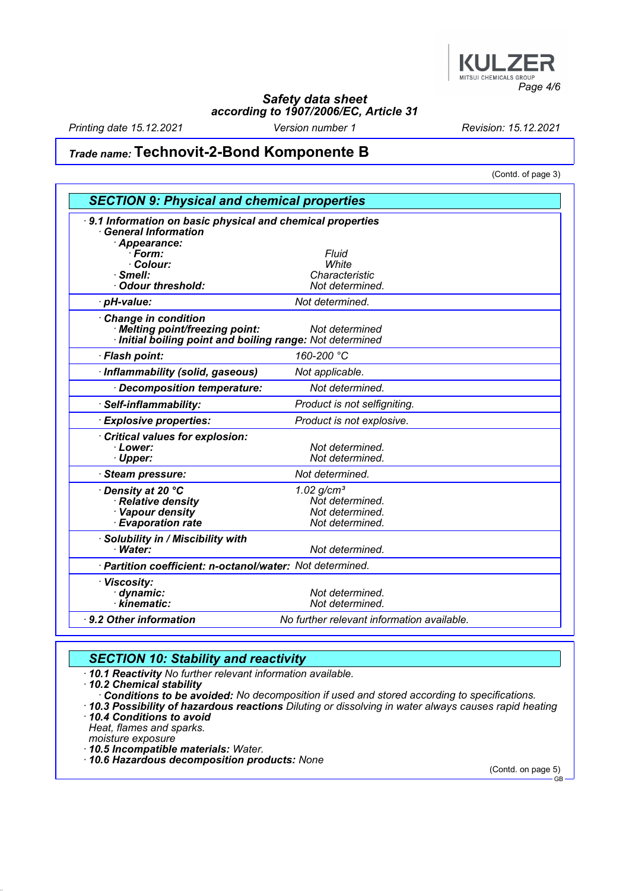## Trade name: Technovit-2-Bond Komponente B

(Contd. of page 3)

## SECTION 9: Physical and chemical properties

| Property | Value |
|---|---|
| · **9.1 Information on basic physical and chemical properties** | |
| · **General Information** | |
| · **Appearance:** | |
| · **Form:** | Fluid |
| · **Colour:** | White |
| · **Smell:** | Characteristic |
| · **Odour threshold:** | Not determined. |
| · **pH-value:** | Not determined. |
| · **Change in condition** | |
| · **Melting point/freezing point:** | Not determined |
| · **Initial boiling point and boiling range:** | Not determined |
| · **Flash point:** | 160-200 °C |
| · **Inflammability (solid, gaseous)** | Not applicable. |
| · **Decomposition temperature:** | Not determined. |
| · **Self-inflammability:** | Product is not selfigniting. |
| · **Explosive properties:** | Product is not explosive. |
| · **Critical values for explosion:** | |
| · **Lower:** | Not determined. |
| · **Upper:** | Not determined. |
| · **Steam pressure:** | Not determined. |
| · **Density at 20 °C** | 1.02 g/cm³ |
| · **Relative density** | Not determined. |
| · **Vapour density** | Not determined. |
| · **Evaporation rate** | Not determined. |
| · **Solubility in / Miscibility with** | |
| · **Water:** | Not determined. |
| · **Partition coefficient: n-octanol/water:** | Not determined. |
| · **Viscosity:** | |
| · **dynamic:** | Not determined. |
| · **kinematic:** | Not determined. |
| · **9.2 Other information** | No further relevant information available. |

## SECTION 10: Stability and reactivity

· **10.1 Reactivity** No further relevant information available.
· **10.2 Chemical stability**
· **Conditions to be avoided:** No decomposition if used and stored according to specifications.
· **10.3 Possibility of hazardous reactions** Diluting or dissolving in water always causes rapid heating
· **10.4 Conditions to avoid**
Heat, flames and sparks.
moisture exposure
· **10.5 Incompatible materials:** Water.
· **10.6 Hazardous decomposition products:** None

(Contd. on page 5)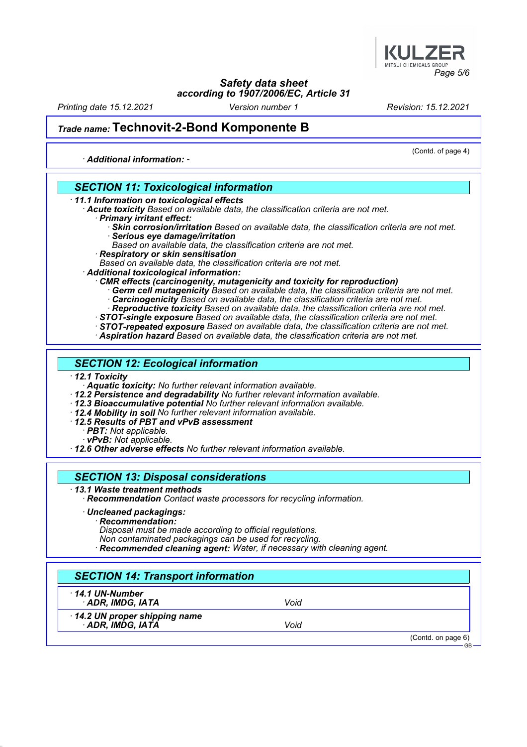**Trade name: Technovit-2-Bond Komponente B**

(Contd. of page 4)

· *Additional information:* -

## SECTION 11: Toxicological information

· **11.1 Information on toxicological effects**
· **Acute toxicity** Based on available data, the classification criteria are not met.
· **Primary irritant effect:**
· **Skin corrosion/irritation** Based on available data, the classification criteria are not met.
· **Serious eye damage/irritation**
Based on available data, the classification criteria are not met.
· **Respiratory or skin sensitisation**
Based on available data, the classification criteria are not met.
· **Additional toxicological information:**
· **CMR effects (carcinogenity, mutagenicity and toxicity for reproduction)**
· **Germ cell mutagenicity** Based on available data, the classification criteria are not met.
· **Carcinogenicity** Based on available data, the classification criteria are not met.
· **Reproductive toxicity** Based on available data, the classification criteria are not met.
· **STOT-single exposure** Based on available data, the classification criteria are not met.
· **STOT-repeated exposure** Based on available data, the classification criteria are not met.
· **Aspiration hazard** Based on available data, the classification criteria are not met.

## SECTION 12: Ecological information

· **12.1 Toxicity**
· **Aquatic toxicity:** No further relevant information available.
· **12.2 Persistence and degradability** No further relevant information available.
· **12.3 Bioaccumulative potential** No further relevant information available.
· **12.4 Mobility in soil** No further relevant information available.
· **12.5 Results of PBT and vPvB assessment**
· **PBT:** Not applicable.
· **vPvB:** Not applicable.
· **12.6 Other adverse effects** No further relevant information available.

## SECTION 13: Disposal considerations

· **13.1 Waste treatment methods**
· **Recommendation** Contact waste processors for recycling information.

· **Uncleaned packagings:**
· **Recommendation:**
Disposal must be made according to official regulations.
Non contaminated packagings can be used for recycling.
· **Recommended cleaning agent:** Water, if necessary with cleaning agent.

## SECTION 14: Transport information

| | |
|---|---|
| · **14.1 UN-Number** · **ADR, IMDG, IATA** | Void |
| · **14.2 UN proper shipping name** · **ADR, IMDG, IATA** | Void |

(Contd. on page 6)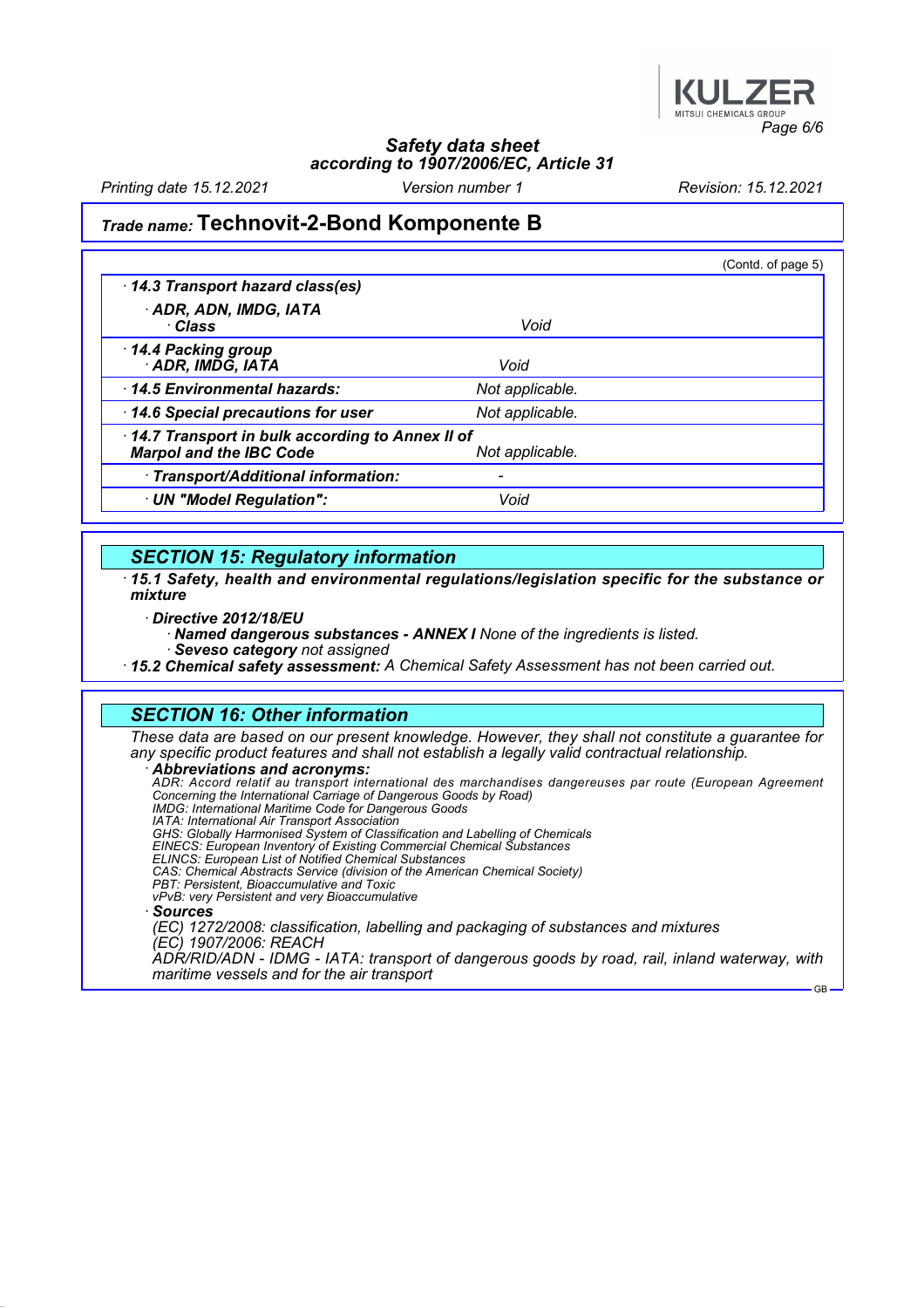(Contd. of page 5)

| | |
|---|---|
| **· 14.3 Transport hazard class(es)** | |
| **· ADR, ADN, IMDG, IATA** | |
| **· Class** | Void |
| **· 14.4 Packing group** | |
| **· ADR, IMDG, IATA** | Void |
| **· 14.5 Environmental hazards:** | Not applicable. |
| **· 14.6 Special precautions for user** | Not applicable. |
| **· 14.7 Transport in bulk according to Annex II of Marpol and the IBC Code** | Not applicable. |
| **· Transport/Additional information:** | - |
| **· UN "Model Regulation":** | Void |

## SECTION 15: Regulatory information

**· 15.1 Safety, health and environmental regulations/legislation specific for the substance or mixture**

**· Directive 2012/18/EU**

**· Named dangerous substances - ANNEX I** None of the ingredients is listed.

**· Seveso category** not assigned

**· 15.2 Chemical safety assessment:** A Chemical Safety Assessment has not been carried out.

## SECTION 16: Other information

These data are based on our present knowledge. However, they shall not constitute a guarantee for any specific product features and shall not establish a legally valid contractual relationship.

**· Abbreviations and acronyms:**

ADR: Accord relatif au transport international des marchandises dangereuses par route (European Agreement Concerning the International Carriage of Dangerous Goods by Road)
IMDG: International Maritime Code for Dangerous Goods
IATA: International Air Transport Association
GHS: Globally Harmonised System of Classification and Labelling of Chemicals
EINECS: European Inventory of Existing Commercial Chemical Substances
ELINCS: European List of Notified Chemical Substances
CAS: Chemical Abstracts Service (division of the American Chemical Society)
PBT: Persistent, Bioaccumulative and Toxic
vPvB: very Persistent and very Bioaccumulative

**· Sources**

(EC) 1272/2008: classification, labelling and packaging of substances and mixtures
(EC) 1907/2006: REACH
ADR/RID/ADN - IDMG - IATA: transport of dangerous goods by road, rail, inland waterway, with maritime vessels and for the air transport

GB